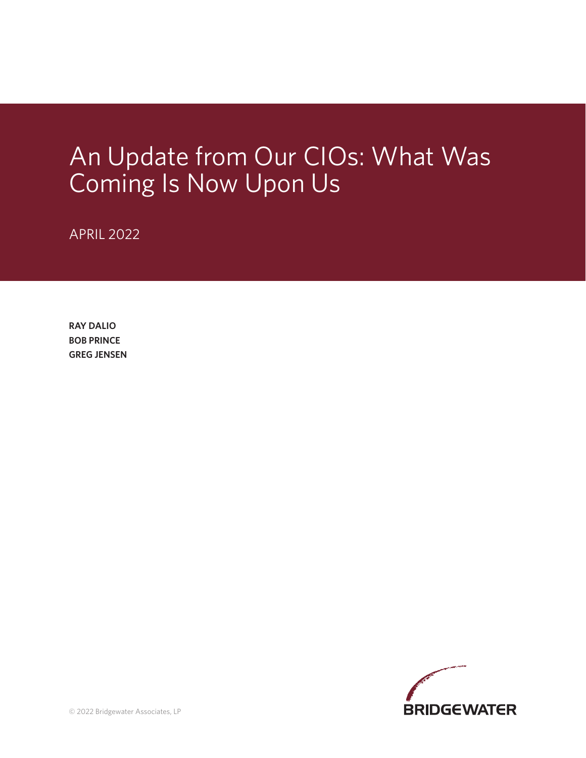# An Update from Our CIOs: What Was Coming Is Now Upon Us

APRIL 2022

**RAY DALIO**
**BOB PRINCE**
**GREG JENSEN**

© 2022 Bridgewater Associates, LP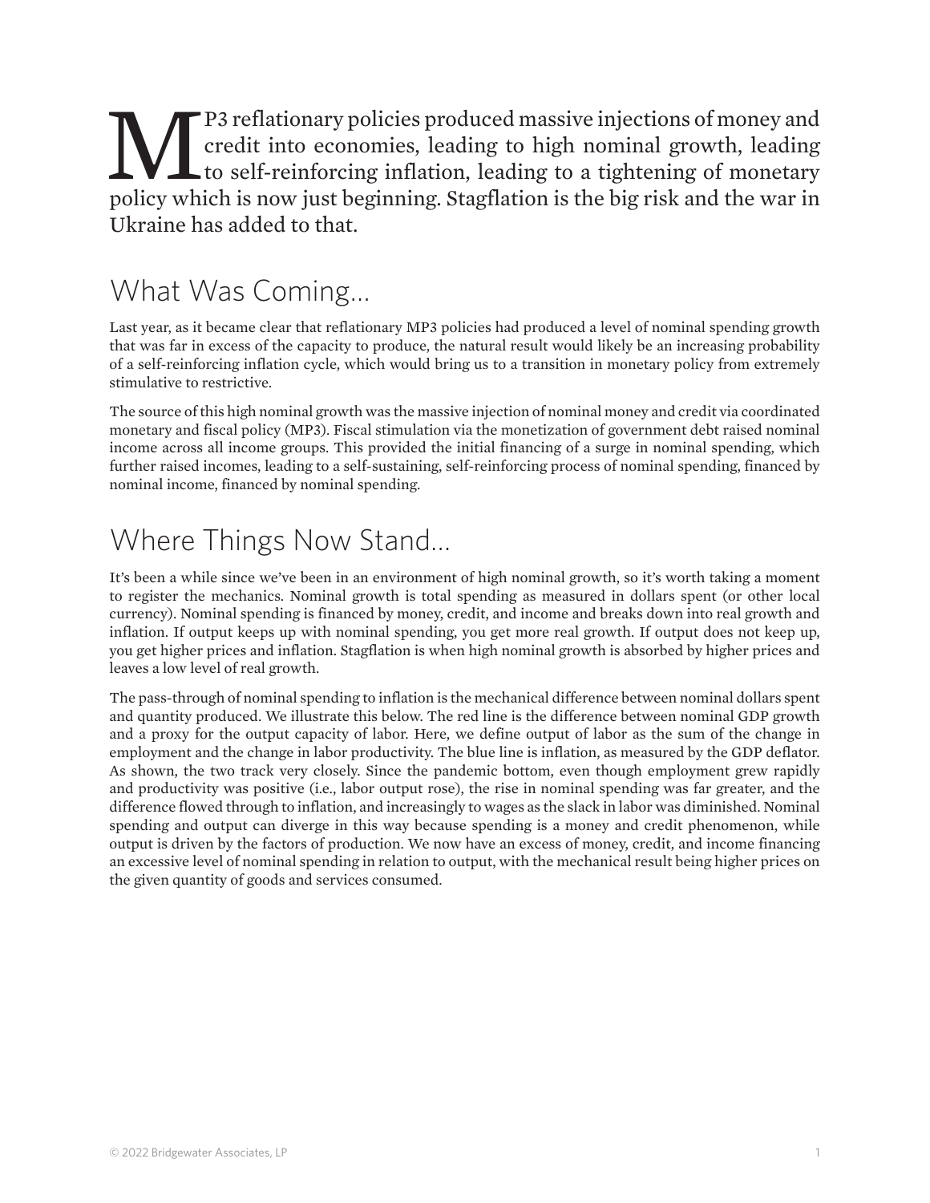MP3 reflationary policies produced massive injections of money and credit into economies, leading to high nominal growth, leading to self-reinforcing inflation, leading to a tightening of monetary policy which is now just beginning. Stagflation is the big risk and the war in Ukraine has added to that.

## What Was Coming…

Last year, as it became clear that reflationary MP3 policies had produced a level of nominal spending growth that was far in excess of the capacity to produce, the natural result would likely be an increasing probability of a self-reinforcing inflation cycle, which would bring us to a transition in monetary policy from extremely stimulative to restrictive.

The source of this high nominal growth was the massive injection of nominal money and credit via coordinated monetary and fiscal policy (MP3). Fiscal stimulation via the monetization of government debt raised nominal income across all income groups. This provided the initial financing of a surge in nominal spending, which further raised incomes, leading to a self-sustaining, self-reinforcing process of nominal spending, financed by nominal income, financed by nominal spending.

## Where Things Now Stand…

It's been a while since we've been in an environment of high nominal growth, so it's worth taking a moment to register the mechanics. Nominal growth is total spending as measured in dollars spent (or other local currency). Nominal spending is financed by money, credit, and income and breaks down into real growth and inflation. If output keeps up with nominal spending, you get more real growth. If output does not keep up, you get higher prices and inflation. Stagflation is when high nominal growth is absorbed by higher prices and leaves a low level of real growth.

The pass-through of nominal spending to inflation is the mechanical difference between nominal dollars spent and quantity produced. We illustrate this below. The red line is the difference between nominal GDP growth and a proxy for the output capacity of labor. Here, we define output of labor as the sum of the change in employment and the change in labor productivity. The blue line is inflation, as measured by the GDP deflator. As shown, the two track very closely. Since the pandemic bottom, even though employment grew rapidly and productivity was positive (i.e., labor output rose), the rise in nominal spending was far greater, and the difference flowed through to inflation, and increasingly to wages as the slack in labor was diminished. Nominal spending and output can diverge in this way because spending is a money and credit phenomenon, while output is driven by the factors of production. We now have an excess of money, credit, and income financing an excessive level of nominal spending in relation to output, with the mechanical result being higher prices on the given quantity of goods and services consumed.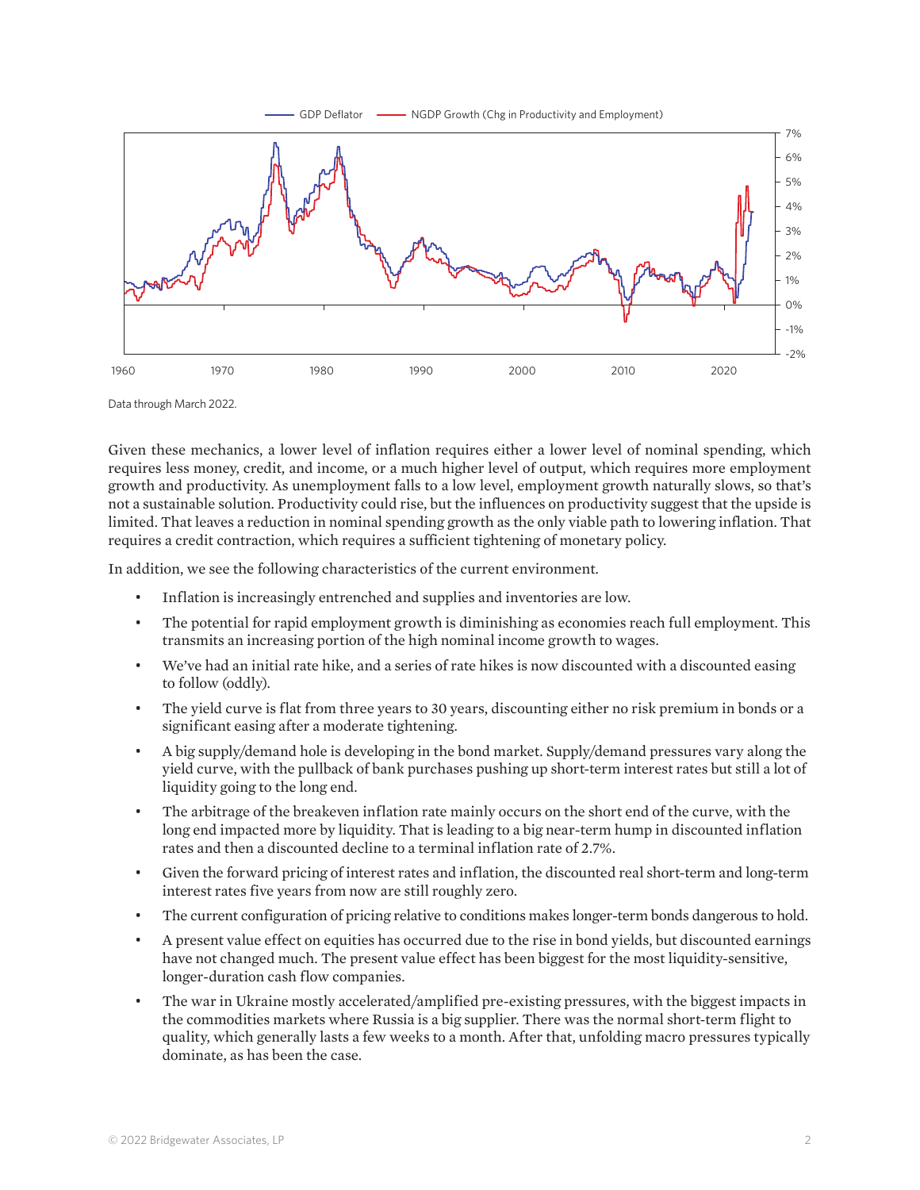Data through March 2022.

Given these mechanics, a lower level of inflation requires either a lower level of nominal spending, which requires less money, credit, and income, or a much higher level of output, which requires more employment growth and productivity. As unemployment falls to a low level, employment growth naturally slows, so that's not a sustainable solution. Productivity could rise, but the influences on productivity suggest that the upside is limited. That leaves a reduction in nominal spending growth as the only viable path to lowering inflation. That requires a credit contraction, which requires a sufficient tightening of monetary policy.

In addition, we see the following characteristics of the current environment.

- Inflation is increasingly entrenched and supplies and inventories are low.
- The potential for rapid employment growth is diminishing as economies reach full employment. This transmits an increasing portion of the high nominal income growth to wages.
- We've had an initial rate hike, and a series of rate hikes is now discounted with a discounted easing to follow (oddly).
- The yield curve is flat from three years to 30 years, discounting either no risk premium in bonds or a significant easing after a moderate tightening.
- A big supply/demand hole is developing in the bond market. Supply/demand pressures vary along the yield curve, with the pullback of bank purchases pushing up short-term interest rates but still a lot of liquidity going to the long end.
- The arbitrage of the breakeven inflation rate mainly occurs on the short end of the curve, with the long end impacted more by liquidity. That is leading to a big near-term hump in discounted inflation rates and then a discounted decline to a terminal inflation rate of 2.7%.
- Given the forward pricing of interest rates and inflation, the discounted real short-term and long-term interest rates five years from now are still roughly zero.
- The current configuration of pricing relative to conditions makes longer-term bonds dangerous to hold.
- A present value effect on equities has occurred due to the rise in bond yields, but discounted earnings have not changed much. The present value effect has been biggest for the most liquidity-sensitive, longer-duration cash flow companies.
- The war in Ukraine mostly accelerated/amplified pre-existing pressures, with the biggest impacts in the commodities markets where Russia is a big supplier. There was the normal short-term flight to quality, which generally lasts a few weeks to a month. After that, unfolding macro pressures typically dominate, as has been the case.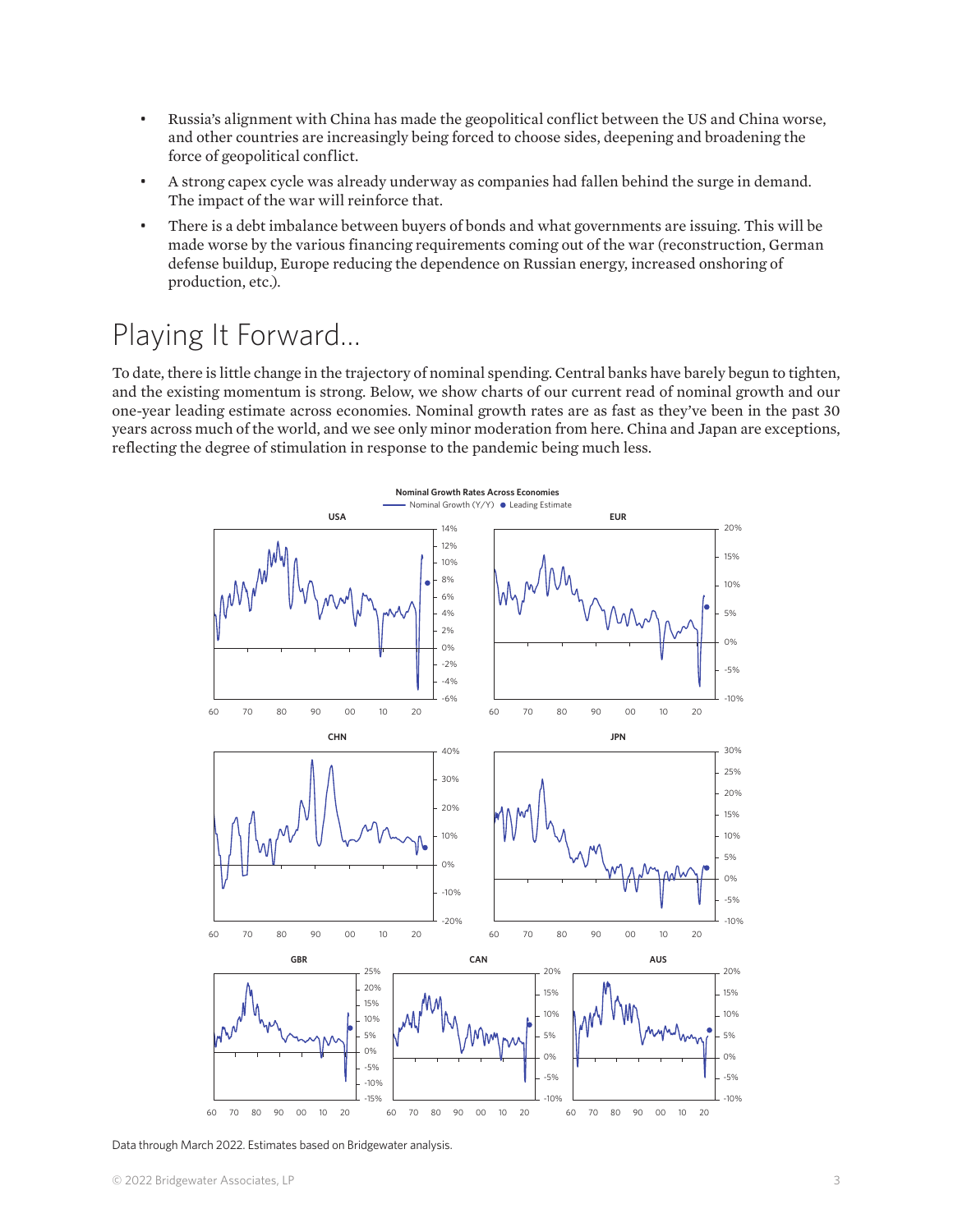- Russia's alignment with China has made the geopolitical conflict between the US and China worse, and other countries are increasingly being forced to choose sides, deepening and broadening the force of geopolitical conflict.
- A strong capex cycle was already underway as companies had fallen behind the surge in demand. The impact of the war will reinforce that.
- There is a debt imbalance between buyers of bonds and what governments are issuing. This will be made worse by the various financing requirements coming out of the war (reconstruction, German defense buildup, Europe reducing the dependence on Russian energy, increased onshoring of production, etc.).

## Playing It Forward...

To date, there is little change in the trajectory of nominal spending. Central banks have barely begun to tighten, and the existing momentum is strong. Below, we show charts of our current read of nominal growth and our one-year leading estimate across economies. Nominal growth rates are as fast as they've been in the past 30 years across much of the world, and we see only minor moderation from here. China and Japan are exceptions, reflecting the degree of stimulation in response to the pandemic being much less.

**Nominal Growth Rates Across Economies**

Nominal Growth (Y/Y) ● Leading Estimate

USA | EUR | CHN | JPN | GBR | CAN | AUS

Data through March 2022. Estimates based on Bridgewater analysis.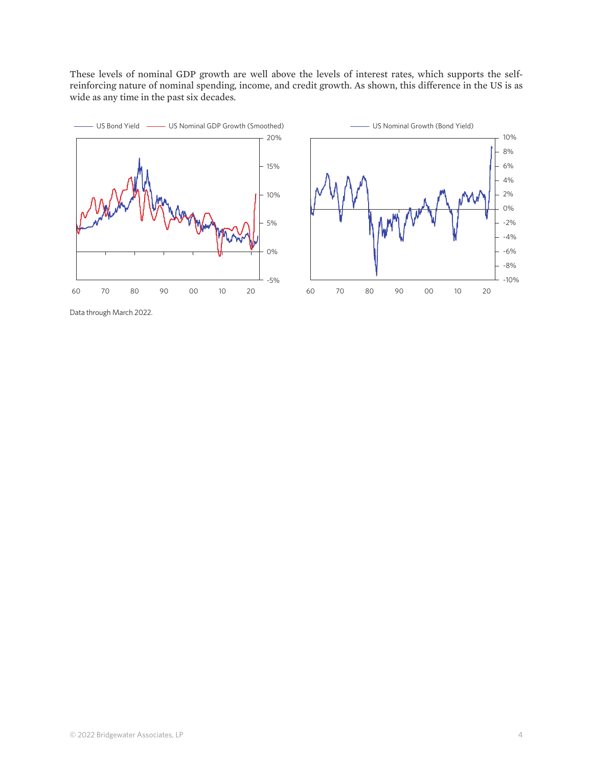These levels of nominal GDP growth are well above the levels of interest rates, which supports the self-reinforcing nature of nominal spending, income, and credit growth. As shown, this difference in the US is as wide as any time in the past six decades.

Data through March 2022.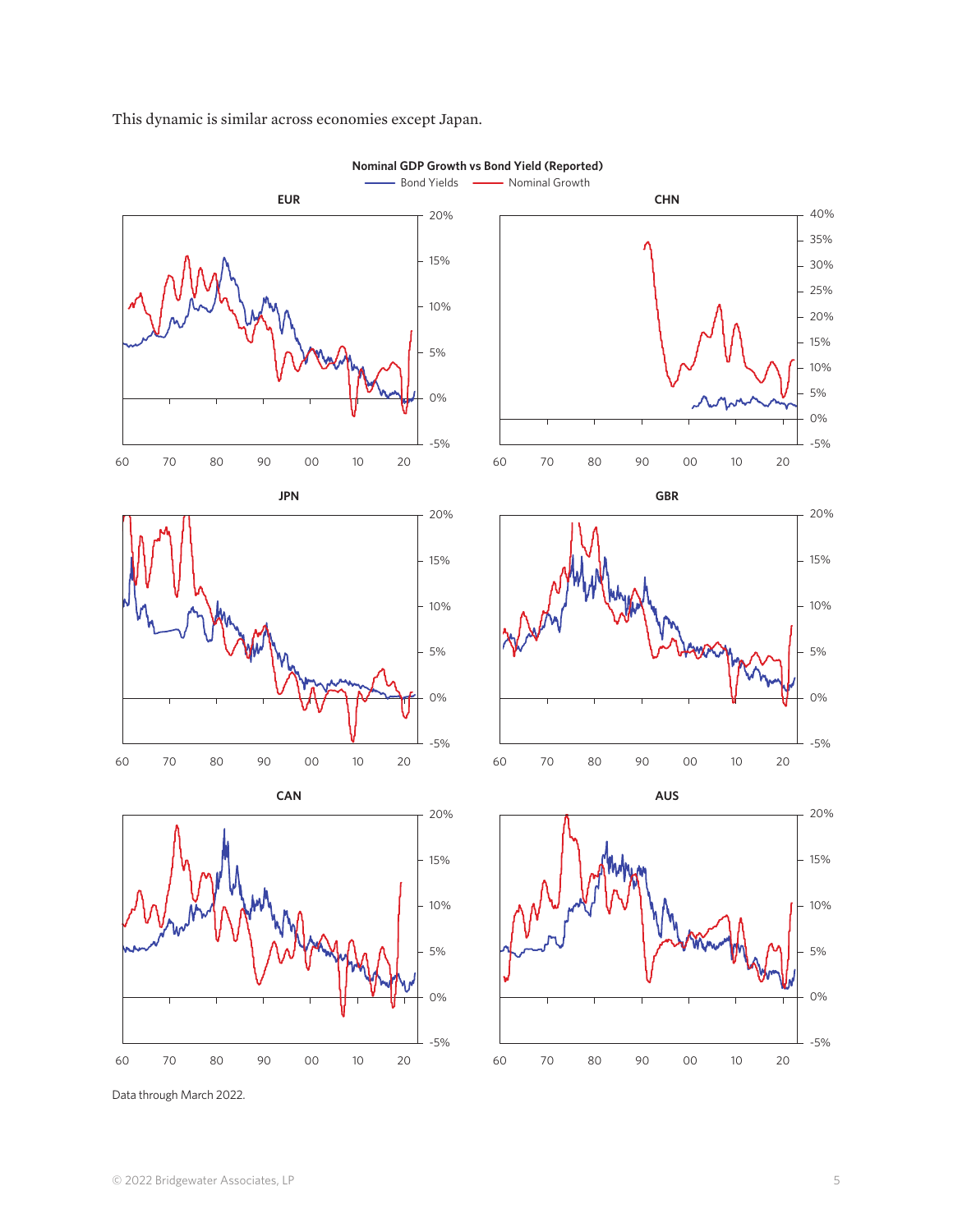This dynamic is similar across economies except Japan.

**Nominal GDP Growth vs Bond Yield (Reported)**

Bond Yields — Nominal Growth

EUR | CHN | JPN | GBR | CAN | AUS

Data through March 2022.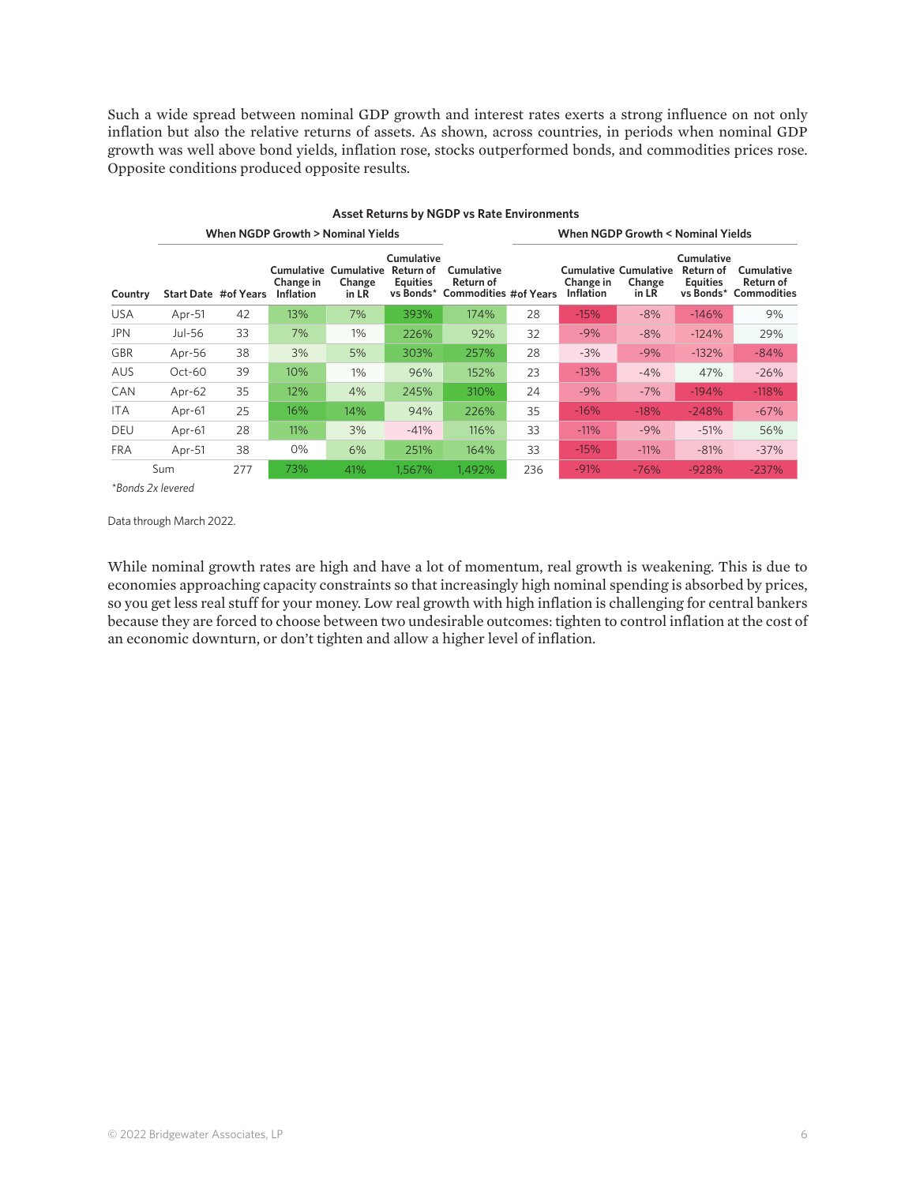Such a wide spread between nominal GDP growth and interest rates exerts a strong influence on not only inflation but also the relative returns of assets. As shown, across countries, in periods when nominal GDP growth was well above bond yields, inflation rose, stocks outperformed bonds, and commodities prices rose. Opposite conditions produced opposite results.

**Asset Returns by NGDP vs Rate Environments**

| | When NGDP Growth > Nominal Yields | | | | | | When NGDP Growth < Nominal Yields | | | | |
|---|---|---|---|---|---|---|---|---|---|---|---|
| Country | Start Date | #of Years | Cumulative Change in Inflation | Cumulative Change in LR | Cumulative Return of Equities vs Bonds* | Cumulative Return of Commodities | #of Years | Cumulative Change in Inflation | Cumulative Change in LR | Cumulative Return of Equities vs Bonds* | Cumulative Return of Commodities |
| USA | Apr-51 | 42 | 13% | 7% | 393% | 174% | 28 | -15% | -8% | -146% | 9% |
| JPN | Jul-56 | 33 | 7% | 1% | 226% | 92% | 32 | -9% | -8% | -124% | 29% |
| GBR | Apr-56 | 38 | 3% | 5% | 303% | 257% | 28 | -3% | -9% | -132% | -84% |
| AUS | Oct-60 | 39 | 10% | 1% | 96% | 152% | 23 | -13% | -4% | 47% | -26% |
| CAN | Apr-62 | 35 | 12% | 4% | 245% | 310% | 24 | -9% | -7% | -194% | -118% |
| ITA | Apr-61 | 25 | 16% | 14% | 94% | 226% | 35 | -16% | -18% | -248% | -67% |
| DEU | Apr-61 | 28 | 11% | 3% | -41% | 116% | 33 | -11% | -9% | -51% | 56% |
| FRA | Apr-51 | 38 | 0% | 6% | 251% | 164% | 33 | -15% | -11% | -81% | -37% |
| Sum | | 277 | 73% | 41% | 1,567% | 1,492% | 236 | -91% | -76% | -928% | -237% |

*Bonds 2x levered*

Data through March 2022.

While nominal growth rates are high and have a lot of momentum, real growth is weakening. This is due to economies approaching capacity constraints so that increasingly high nominal spending is absorbed by prices, so you get less real stuff for your money. Low real growth with high inflation is challenging for central bankers because they are forced to choose between two undesirable outcomes: tighten to control inflation at the cost of an economic downturn, or don't tighten and allow a higher level of inflation.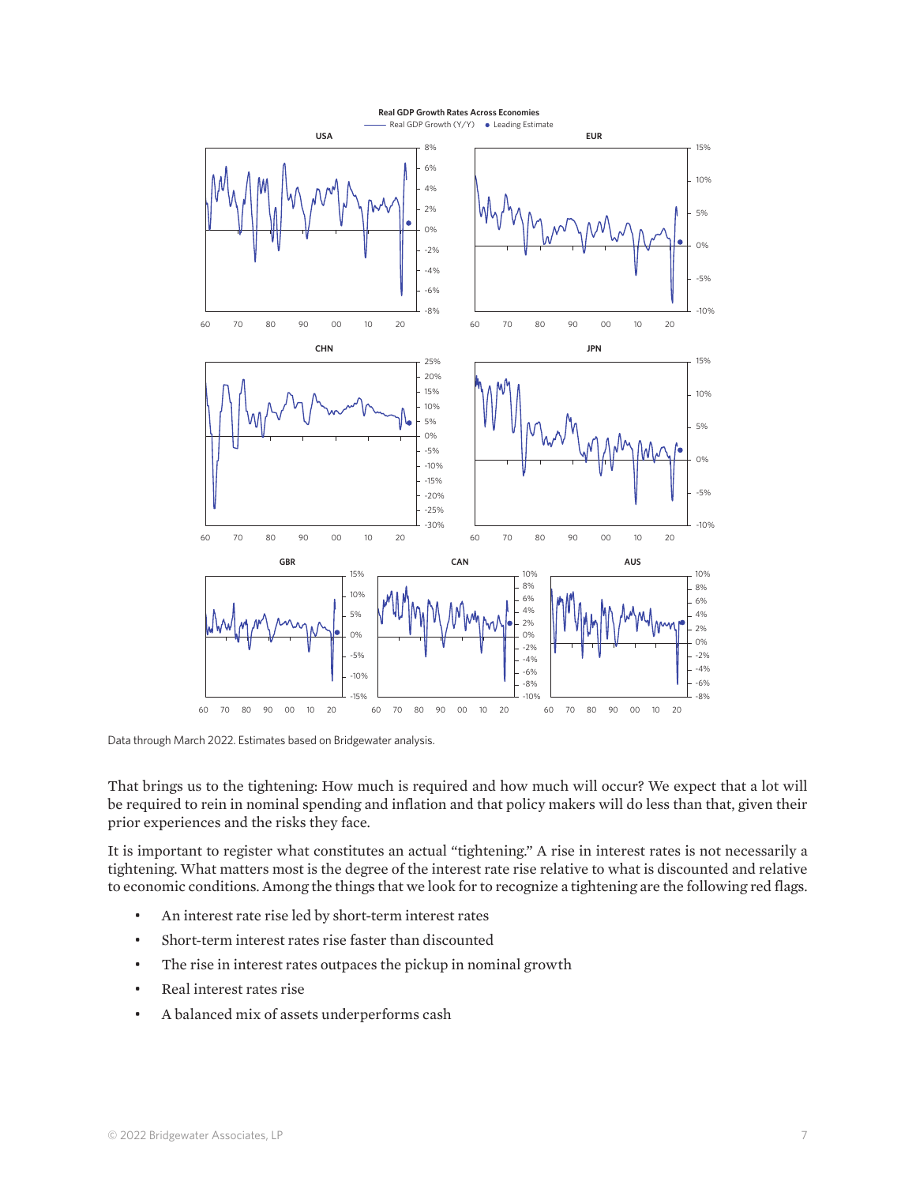**Real GDP Growth Rates Across Economies**

Real GDP Growth (Y/Y) • Leading Estimate

Data through March 2022. Estimates based on Bridgewater analysis.

That brings us to the tightening: How much is required and how much will occur? We expect that a lot will be required to rein in nominal spending and inflation and that policy makers will do less than that, given their prior experiences and the risks they face.

It is important to register what constitutes an actual "tightening." A rise in interest rates is not necessarily a tightening. What matters most is the degree of the interest rate rise relative to what is discounted and relative to economic conditions. Among the things that we look for to recognize a tightening are the following red flags.

- An interest rate rise led by short-term interest rates
- Short-term interest rates rise faster than discounted
- The rise in interest rates outpaces the pickup in nominal growth
- Real interest rates rise
- A balanced mix of assets underperforms cash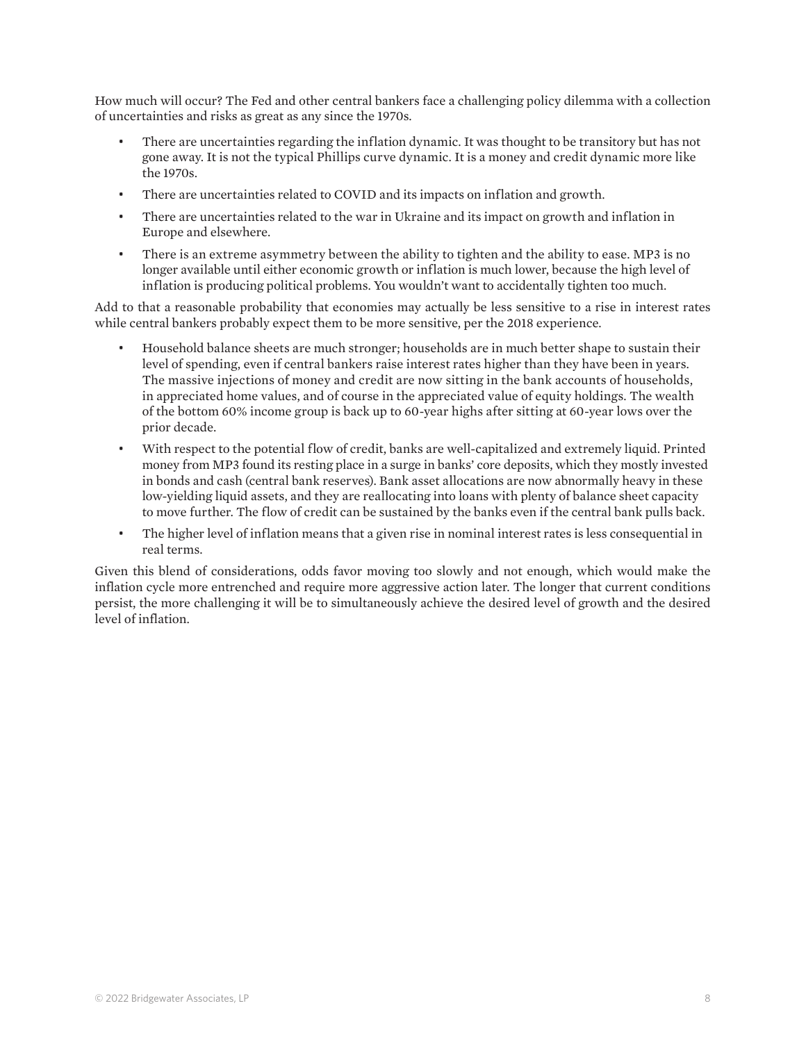How much will occur? The Fed and other central bankers face a challenging policy dilemma with a collection of uncertainties and risks as great as any since the 1970s.

- There are uncertainties regarding the inflation dynamic. It was thought to be transitory but has not gone away. It is not the typical Phillips curve dynamic. It is a money and credit dynamic more like the 1970s.
- There are uncertainties related to COVID and its impacts on inflation and growth.
- There are uncertainties related to the war in Ukraine and its impact on growth and inflation in Europe and elsewhere.
- There is an extreme asymmetry between the ability to tighten and the ability to ease. MP3 is no longer available until either economic growth or inflation is much lower, because the high level of inflation is producing political problems. You wouldn't want to accidentally tighten too much.

Add to that a reasonable probability that economies may actually be less sensitive to a rise in interest rates while central bankers probably expect them to be more sensitive, per the 2018 experience.

- Household balance sheets are much stronger; households are in much better shape to sustain their level of spending, even if central bankers raise interest rates higher than they have been in years. The massive injections of money and credit are now sitting in the bank accounts of households, in appreciated home values, and of course in the appreciated value of equity holdings. The wealth of the bottom 60% income group is back up to 60-year highs after sitting at 60-year lows over the prior decade.
- With respect to the potential flow of credit, banks are well-capitalized and extremely liquid. Printed money from MP3 found its resting place in a surge in banks' core deposits, which they mostly invested in bonds and cash (central bank reserves). Bank asset allocations are now abnormally heavy in these low-yielding liquid assets, and they are reallocating into loans with plenty of balance sheet capacity to move further. The flow of credit can be sustained by the banks even if the central bank pulls back.
- The higher level of inflation means that a given rise in nominal interest rates is less consequential in real terms.

Given this blend of considerations, odds favor moving too slowly and not enough, which would make the inflation cycle more entrenched and require more aggressive action later. The longer that current conditions persist, the more challenging it will be to simultaneously achieve the desired level of growth and the desired level of inflation.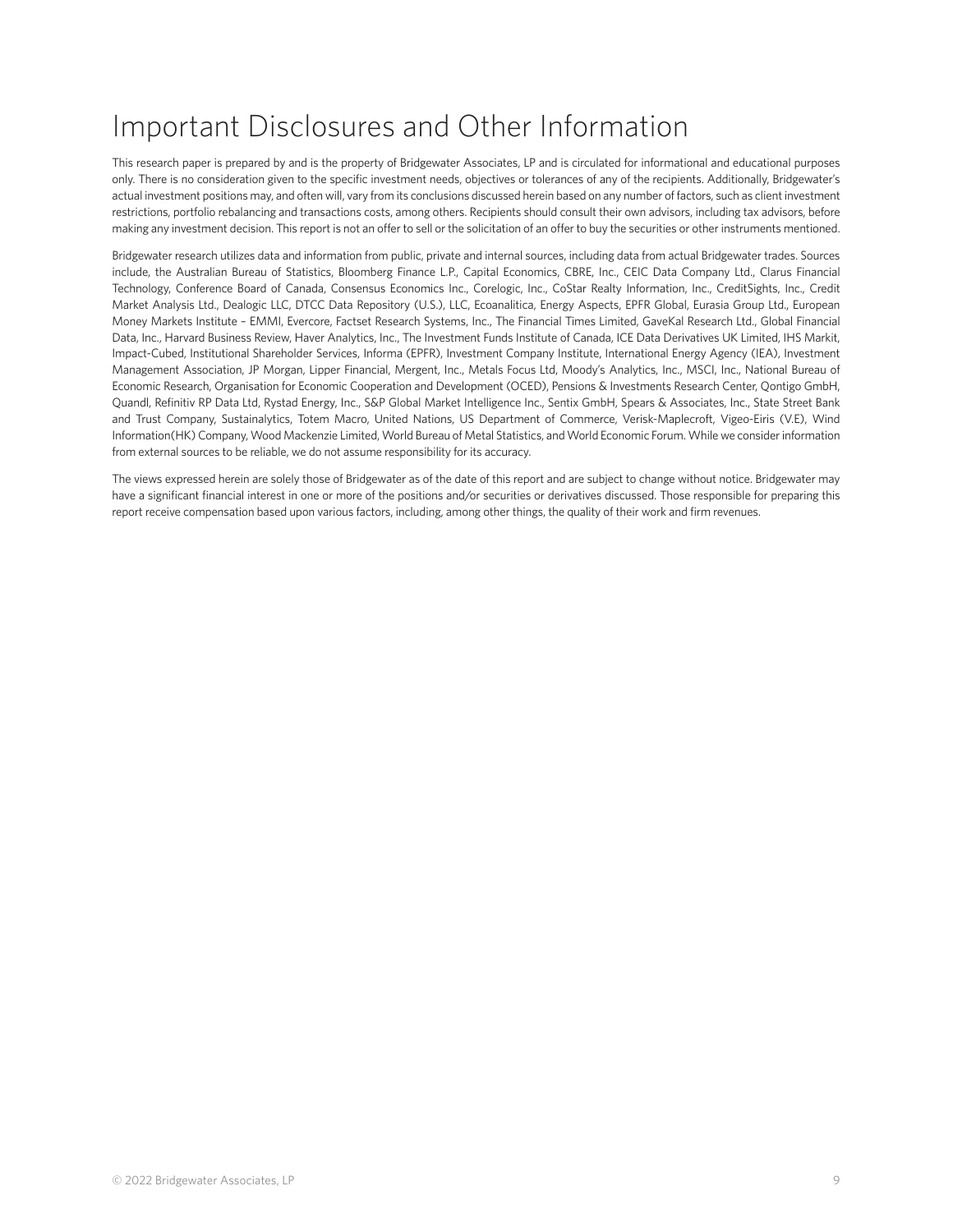# Important Disclosures and Other Information

This research paper is prepared by and is the property of Bridgewater Associates, LP and is circulated for informational and educational purposes only. There is no consideration given to the specific investment needs, objectives or tolerances of any of the recipients. Additionally, Bridgewater's actual investment positions may, and often will, vary from its conclusions discussed herein based on any number of factors, such as client investment restrictions, portfolio rebalancing and transactions costs, among others. Recipients should consult their own advisors, including tax advisors, before making any investment decision. This report is not an offer to sell or the solicitation of an offer to buy the securities or other instruments mentioned.

Bridgewater research utilizes data and information from public, private and internal sources, including data from actual Bridgewater trades. Sources include, the Australian Bureau of Statistics, Bloomberg Finance L.P., Capital Economics, CBRE, Inc., CEIC Data Company Ltd., Clarus Financial Technology, Conference Board of Canada, Consensus Economics Inc., Corelogic, Inc., CoStar Realty Information, Inc., CreditSights, Inc., Credit Market Analysis Ltd., Dealogic LLC, DTCC Data Repository (U.S.), LLC, Ecoanalitica, Energy Aspects, EPFR Global, Eurasia Group Ltd., European Money Markets Institute – EMMI, Evercore, Factset Research Systems, Inc., The Financial Times Limited, GaveKal Research Ltd., Global Financial Data, Inc., Harvard Business Review, Haver Analytics, Inc., The Investment Funds Institute of Canada, ICE Data Derivatives UK Limited, IHS Markit, Impact-Cubed, Institutional Shareholder Services, Informa (EPFR), Investment Company Institute, International Energy Agency (IEA), Investment Management Association, JP Morgan, Lipper Financial, Mergent, Inc., Metals Focus Ltd, Moody's Analytics, Inc., MSCI, Inc., National Bureau of Economic Research, Organisation for Economic Cooperation and Development (OCED), Pensions & Investments Research Center, Qontigo GmbH, Quandl, Refinitiv RP Data Ltd, Rystad Energy, Inc., S&P Global Market Intelligence Inc., Sentix GmbH, Spears & Associates, Inc., State Street Bank and Trust Company, Sustainalytics, Totem Macro, United Nations, US Department of Commerce, Verisk-Maplecroft, Vigeo-Eiris (V.E), Wind Information(HK) Company, Wood Mackenzie Limited, World Bureau of Metal Statistics, and World Economic Forum. While we consider information from external sources to be reliable, we do not assume responsibility for its accuracy.

The views expressed herein are solely those of Bridgewater as of the date of this report and are subject to change without notice. Bridgewater may have a significant financial interest in one or more of the positions and/or securities or derivatives discussed. Those responsible for preparing this report receive compensation based upon various factors, including, among other things, the quality of their work and firm revenues.